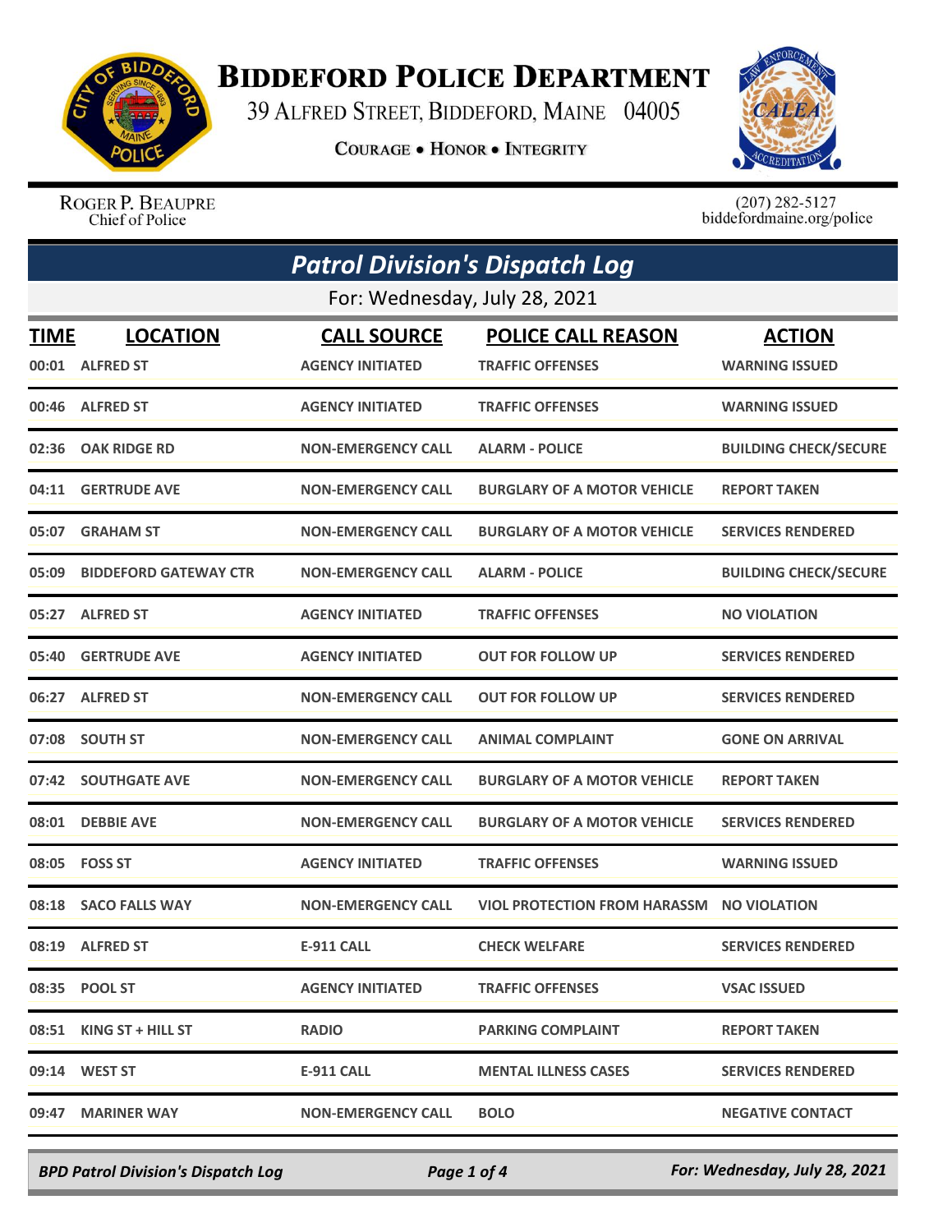# Biddeford Police Department

39 Alfred Street, Biddeford, Maine 04005

**Courage • Honor • Integrity**

Roger P. Beaupre
Chief of Police

(207) 282-5127
biddefordmaine.org/police

## *Patrol Division's Dispatch Log*

For: Wednesday, July 28, 2021

| TIME | LOCATION | CALL SOURCE | POLICE CALL REASON | ACTION |
|---|---|---|---|---|
| 00:01 | ALFRED ST | AGENCY INITIATED | TRAFFIC OFFENSES | WARNING ISSUED |
| 00:46 | ALFRED ST | AGENCY INITIATED | TRAFFIC OFFENSES | WARNING ISSUED |
| 02:36 | OAK RIDGE RD | NON-EMERGENCY CALL | ALARM - POLICE | BUILDING CHECK/SECURE |
| 04:11 | GERTRUDE AVE | NON-EMERGENCY CALL | BURGLARY OF A MOTOR VEHICLE | REPORT TAKEN |
| 05:07 | GRAHAM ST | NON-EMERGENCY CALL | BURGLARY OF A MOTOR VEHICLE | SERVICES RENDERED |
| 05:09 | BIDDEFORD GATEWAY CTR | NON-EMERGENCY CALL | ALARM - POLICE | BUILDING CHECK/SECURE |
| 05:27 | ALFRED ST | AGENCY INITIATED | TRAFFIC OFFENSES | NO VIOLATION |
| 05:40 | GERTRUDE AVE | AGENCY INITIATED | OUT FOR FOLLOW UP | SERVICES RENDERED |
| 06:27 | ALFRED ST | NON-EMERGENCY CALL | OUT FOR FOLLOW UP | SERVICES RENDERED |
| 07:08 | SOUTH ST | NON-EMERGENCY CALL | ANIMAL COMPLAINT | GONE ON ARRIVAL |
| 07:42 | SOUTHGATE AVE | NON-EMERGENCY CALL | BURGLARY OF A MOTOR VEHICLE | REPORT TAKEN |
| 08:01 | DEBBIE AVE | NON-EMERGENCY CALL | BURGLARY OF A MOTOR VEHICLE | SERVICES RENDERED |
| 08:05 | FOSS ST | AGENCY INITIATED | TRAFFIC OFFENSES | WARNING ISSUED |
| 08:18 | SACO FALLS WAY | NON-EMERGENCY CALL | VIOL PROTECTION FROM HARASSM | NO VIOLATION |
| 08:19 | ALFRED ST | E-911 CALL | CHECK WELFARE | SERVICES RENDERED |
| 08:35 | POOL ST | AGENCY INITIATED | TRAFFIC OFFENSES | VSAC ISSUED |
| 08:51 | KING ST + HILL ST | RADIO | PARKING COMPLAINT | REPORT TAKEN |
| 09:14 | WEST ST | E-911 CALL | MENTAL ILLNESS CASES | SERVICES RENDERED |
| 09:47 | MARINER WAY | NON-EMERGENCY CALL | BOLO | NEGATIVE CONTACT |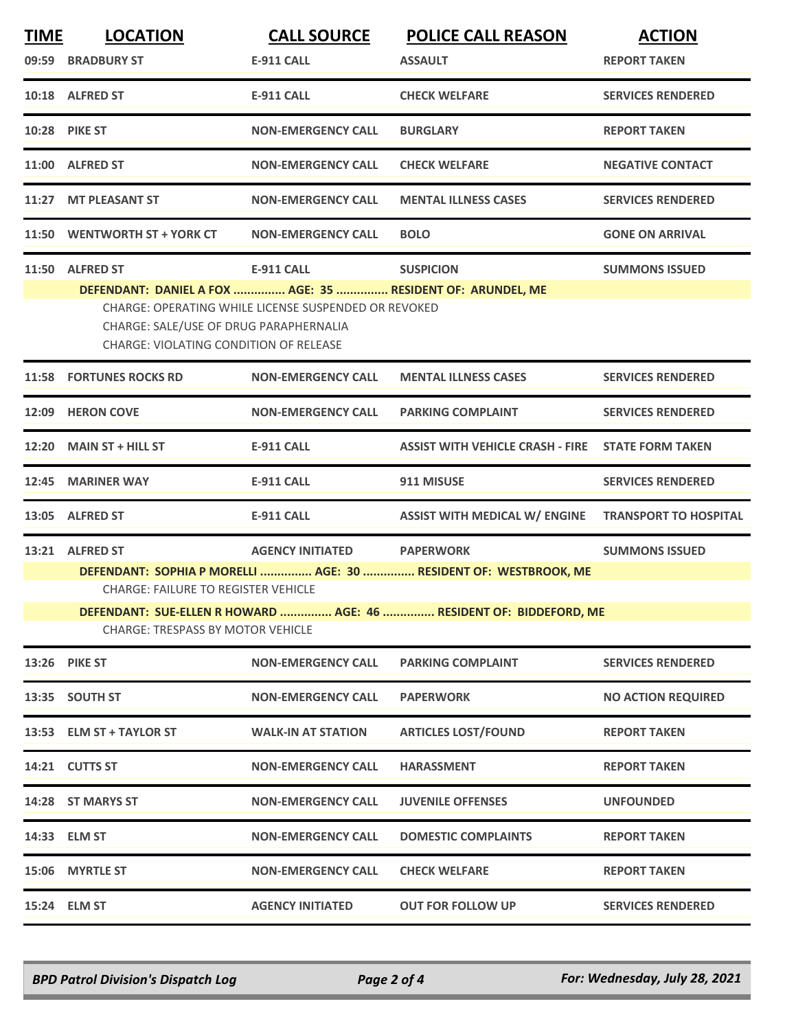| TIME | LOCATION | CALL SOURCE | POLICE CALL REASON | ACTION |
|---|---|---|---|---|
| 09:59 | BRADBURY ST | E-911 CALL | ASSAULT | REPORT TAKEN |
| 10:18 | ALFRED ST | E-911 CALL | CHECK WELFARE | SERVICES RENDERED |
| 10:28 | PIKE ST | NON-EMERGENCY CALL | BURGLARY | REPORT TAKEN |
| 11:00 | ALFRED ST | NON-EMERGENCY CALL | CHECK WELFARE | NEGATIVE CONTACT |
| 11:27 | MT PLEASANT ST | NON-EMERGENCY CALL | MENTAL ILLNESS CASES | SERVICES RENDERED |
| 11:50 | WENTWORTH ST + YORK CT | NON-EMERGENCY CALL | BOLO | GONE ON ARRIVAL |
| 11:50 | ALFRED ST | E-911 CALL | SUSPICION | SUMMONS ISSUED |

**DEFENDANT: DANIEL A FOX ............... AGE: 35 ............... RESIDENT OF: ARUNDEL, ME**

CHARGE: OPERATING WHILE LICENSE SUSPENDED OR REVOKED
CHARGE: SALE/USE OF DRUG PARAPHERNALIA
CHARGE: VIOLATING CONDITION OF RELEASE

| TIME | LOCATION | CALL SOURCE | POLICE CALL REASON | ACTION |
|---|---|---|---|---|
| 11:58 | FORTUNES ROCKS RD | NON-EMERGENCY CALL | MENTAL ILLNESS CASES | SERVICES RENDERED |
| 12:09 | HERON COVE | NON-EMERGENCY CALL | PARKING COMPLAINT | SERVICES RENDERED |
| 12:20 | MAIN ST + HILL ST | E-911 CALL | ASSIST WITH VEHICLE CRASH - FIRE | STATE FORM TAKEN |
| 12:45 | MARINER WAY | E-911 CALL | 911 MISUSE | SERVICES RENDERED |
| 13:05 | ALFRED ST | E-911 CALL | ASSIST WITH MEDICAL W/ ENGINE | TRANSPORT TO HOSPITAL |
| 13:21 | ALFRED ST | AGENCY INITIATED | PAPERWORK | SUMMONS ISSUED |

**DEFENDANT: SOPHIA P MORELLI ............... AGE: 30 ............... RESIDENT OF: WESTBROOK, ME**

CHARGE: FAILURE TO REGISTER VEHICLE

**DEFENDANT: SUE-ELLEN R HOWARD ............... AGE: 46 ............... RESIDENT OF: BIDDEFORD, ME**

CHARGE: TRESPASS BY MOTOR VEHICLE

| TIME | LOCATION | CALL SOURCE | POLICE CALL REASON | ACTION |
|---|---|---|---|---|
| 13:26 | PIKE ST | NON-EMERGENCY CALL | PARKING COMPLAINT | SERVICES RENDERED |
| 13:35 | SOUTH ST | NON-EMERGENCY CALL | PAPERWORK | NO ACTION REQUIRED |
| 13:53 | ELM ST + TAYLOR ST | WALK-IN AT STATION | ARTICLES LOST/FOUND | REPORT TAKEN |
| 14:21 | CUTTS ST | NON-EMERGENCY CALL | HARASSMENT | REPORT TAKEN |
| 14:28 | ST MARYS ST | NON-EMERGENCY CALL | JUVENILE OFFENSES | UNFOUNDED |
| 14:33 | ELM ST | NON-EMERGENCY CALL | DOMESTIC COMPLAINTS | REPORT TAKEN |
| 15:06 | MYRTLE ST | NON-EMERGENCY CALL | CHECK WELFARE | REPORT TAKEN |
| 15:24 | ELM ST | AGENCY INITIATED | OUT FOR FOLLOW UP | SERVICES RENDERED |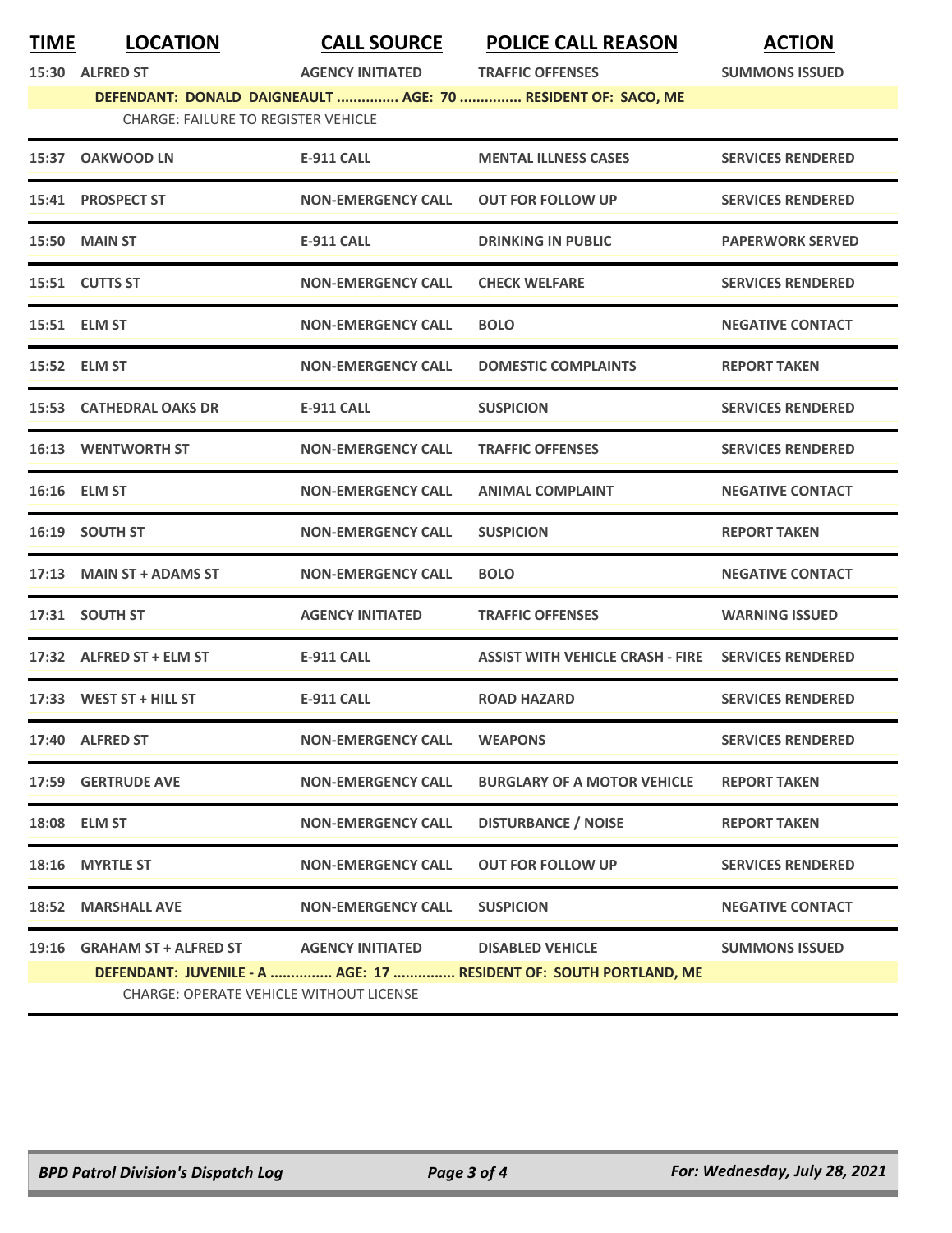| TIME | LOCATION | CALL SOURCE | POLICE CALL REASON | ACTION |
|---|---|---|---|---|
| 15:30 | ALFRED ST | AGENCY INITIATED | TRAFFIC OFFENSES | SUMMONS ISSUED |
| | DEFENDANT: DONALD DAIGNEAULT ............... AGE: 70 ............... RESIDENT OF: SACO, ME | | | |
| | CHARGE: FAILURE TO REGISTER VEHICLE | | | |
| 15:37 | OAKWOOD LN | E-911 CALL | MENTAL ILLNESS CASES | SERVICES RENDERED |
| 15:41 | PROSPECT ST | NON-EMERGENCY CALL | OUT FOR FOLLOW UP | SERVICES RENDERED |
| 15:50 | MAIN ST | E-911 CALL | DRINKING IN PUBLIC | PAPERWORK SERVED |
| 15:51 | CUTTS ST | NON-EMERGENCY CALL | CHECK WELFARE | SERVICES RENDERED |
| 15:51 | ELM ST | NON-EMERGENCY CALL | BOLO | NEGATIVE CONTACT |
| 15:52 | ELM ST | NON-EMERGENCY CALL | DOMESTIC COMPLAINTS | REPORT TAKEN |
| 15:53 | CATHEDRAL OAKS DR | E-911 CALL | SUSPICION | SERVICES RENDERED |
| 16:13 | WENTWORTH ST | NON-EMERGENCY CALL | TRAFFIC OFFENSES | SERVICES RENDERED |
| 16:16 | ELM ST | NON-EMERGENCY CALL | ANIMAL COMPLAINT | NEGATIVE CONTACT |
| 16:19 | SOUTH ST | NON-EMERGENCY CALL | SUSPICION | REPORT TAKEN |
| 17:13 | MAIN ST + ADAMS ST | NON-EMERGENCY CALL | BOLO | NEGATIVE CONTACT |
| 17:31 | SOUTH ST | AGENCY INITIATED | TRAFFIC OFFENSES | WARNING ISSUED |
| 17:32 | ALFRED ST + ELM ST | E-911 CALL | ASSIST WITH VEHICLE CRASH - FIRE | SERVICES RENDERED |
| 17:33 | WEST ST + HILL ST | E-911 CALL | ROAD HAZARD | SERVICES RENDERED |
| 17:40 | ALFRED ST | NON-EMERGENCY CALL | WEAPONS | SERVICES RENDERED |
| 17:59 | GERTRUDE AVE | NON-EMERGENCY CALL | BURGLARY OF A MOTOR VEHICLE | REPORT TAKEN |
| 18:08 | ELM ST | NON-EMERGENCY CALL | DISTURBANCE / NOISE | REPORT TAKEN |
| 18:16 | MYRTLE ST | NON-EMERGENCY CALL | OUT FOR FOLLOW UP | SERVICES RENDERED |
| 18:52 | MARSHALL AVE | NON-EMERGENCY CALL | SUSPICION | NEGATIVE CONTACT |
| 19:16 | GRAHAM ST + ALFRED ST | AGENCY INITIATED | DISABLED VEHICLE | SUMMONS ISSUED |
| | DEFENDANT: JUVENILE - A ............... AGE: 17 ............... RESIDENT OF: SOUTH PORTLAND, ME | | | |
| | CHARGE: OPERATE VEHICLE WITHOUT LICENSE | | | |

*BPD Patrol Division's Dispatch Log* — *For: Wednesday, July 28, 2021*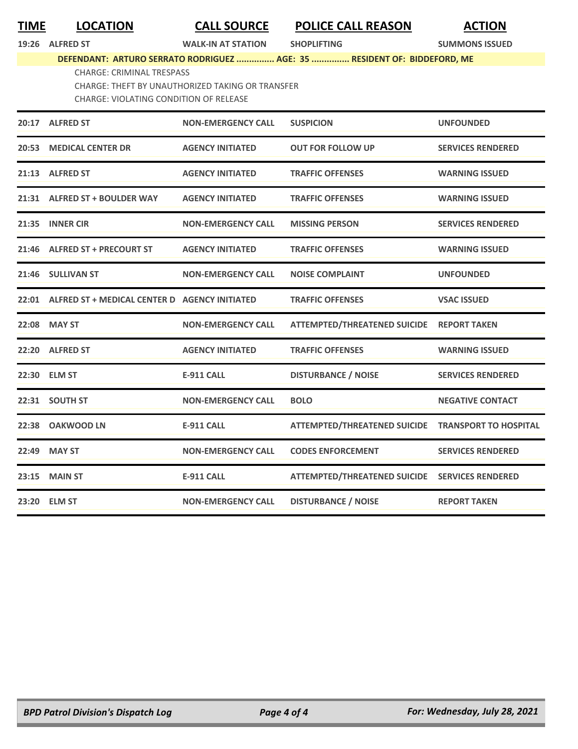| TIME | LOCATION | CALL SOURCE | POLICE CALL REASON | ACTION |
|---|---|---|---|---|
| 19:26 | ALFRED ST | WALK-IN AT STATION | SHOPLIFTING | SUMMONS ISSUED |
| | DEFENDANT: ARTURO SERRATO RODRIGUEZ ............... AGE: 35 ............... RESIDENT OF: BIDDEFORD, ME<br>CHARGE: CRIMINAL TRESPASS<br>CHARGE: THEFT BY UNAUTHORIZED TAKING OR TRANSFER<br>CHARGE: VIOLATING CONDITION OF RELEASE | | | |
| 20:17 | ALFRED ST | NON-EMERGENCY CALL | SUSPICION | UNFOUNDED |
| 20:53 | MEDICAL CENTER DR | AGENCY INITIATED | OUT FOR FOLLOW UP | SERVICES RENDERED |
| 21:13 | ALFRED ST | AGENCY INITIATED | TRAFFIC OFFENSES | WARNING ISSUED |
| 21:31 | ALFRED ST + BOULDER WAY | AGENCY INITIATED | TRAFFIC OFFENSES | WARNING ISSUED |
| 21:35 | INNER CIR | NON-EMERGENCY CALL | MISSING PERSON | SERVICES RENDERED |
| 21:46 | ALFRED ST + PRECOURT ST | AGENCY INITIATED | TRAFFIC OFFENSES | WARNING ISSUED |
| 21:46 | SULLIVAN ST | NON-EMERGENCY CALL | NOISE COMPLAINT | UNFOUNDED |
| 22:01 | ALFRED ST + MEDICAL CENTER D | AGENCY INITIATED | TRAFFIC OFFENSES | VSAC ISSUED |
| 22:08 | MAY ST | NON-EMERGENCY CALL | ATTEMPTED/THREATENED SUICIDE | REPORT TAKEN |
| 22:20 | ALFRED ST | AGENCY INITIATED | TRAFFIC OFFENSES | WARNING ISSUED |
| 22:30 | ELM ST | E-911 CALL | DISTURBANCE / NOISE | SERVICES RENDERED |
| 22:31 | SOUTH ST | NON-EMERGENCY CALL | BOLO | NEGATIVE CONTACT |
| 22:38 | OAKWOOD LN | E-911 CALL | ATTEMPTED/THREATENED SUICIDE | TRANSPORT TO HOSPITAL |
| 22:49 | MAY ST | NON-EMERGENCY CALL | CODES ENFORCEMENT | SERVICES RENDERED |
| 23:15 | MAIN ST | E-911 CALL | ATTEMPTED/THREATENED SUICIDE | SERVICES RENDERED |
| 23:20 | ELM ST | NON-EMERGENCY CALL | DISTURBANCE / NOISE | REPORT TAKEN |